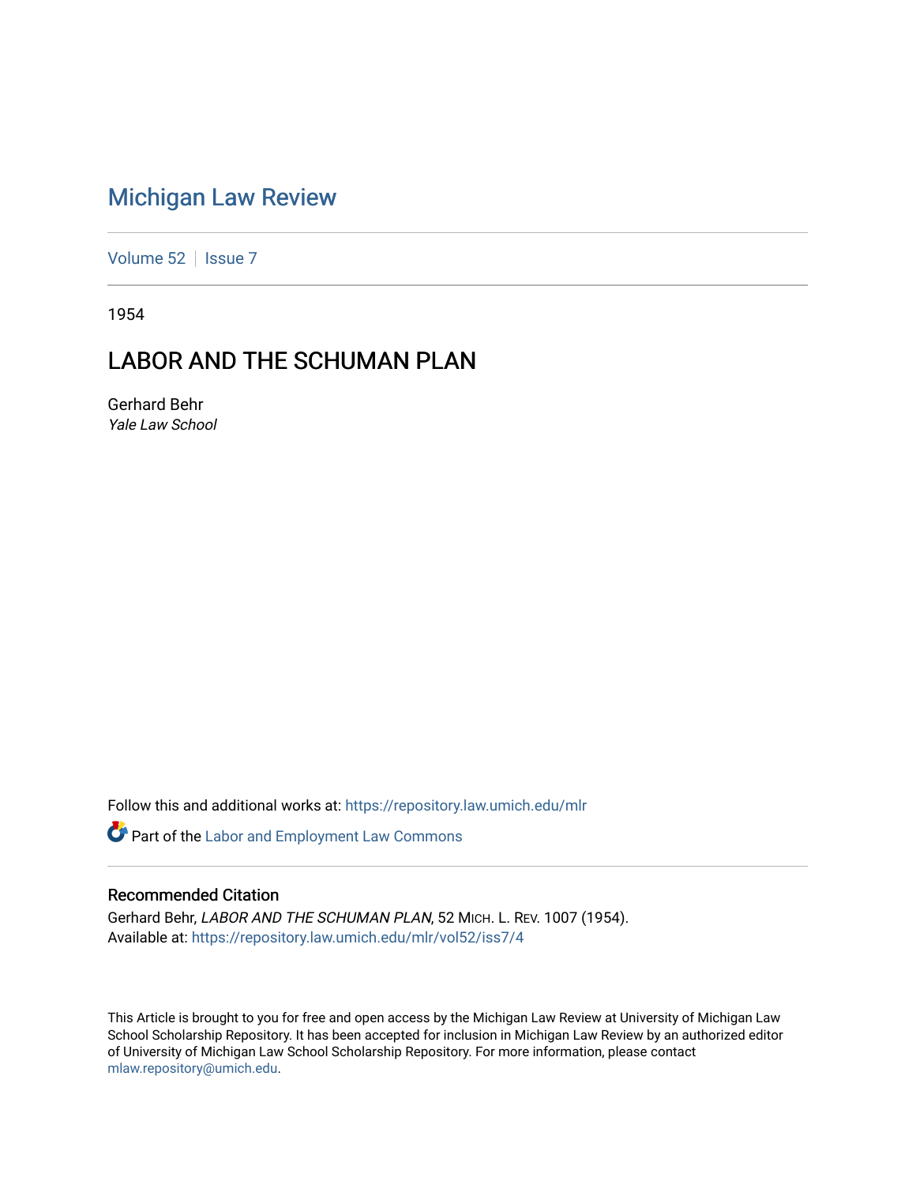# Michigan Law Review

Volume 52 | Issue 7

1954

## LABOR AND THE SCHUMAN PLAN

Gerhard Behr
*Yale Law School*

Follow this and additional works at: https://repository.law.umich.edu/mlr

Part of the Labor and Employment Law Commons

### Recommended Citation

Gerhard Behr, *LABOR AND THE SCHUMAN PLAN*, 52 MICH. L. REV. 1007 (1954).
Available at: https://repository.law.umich.edu/mlr/vol52/iss7/4

This Article is brought to you for free and open access by the Michigan Law Review at University of Michigan Law School Scholarship Repository. It has been accepted for inclusion in Michigan Law Review by an authorized editor of University of Michigan Law School Scholarship Repository. For more information, please contact mlaw.repository@umich.edu.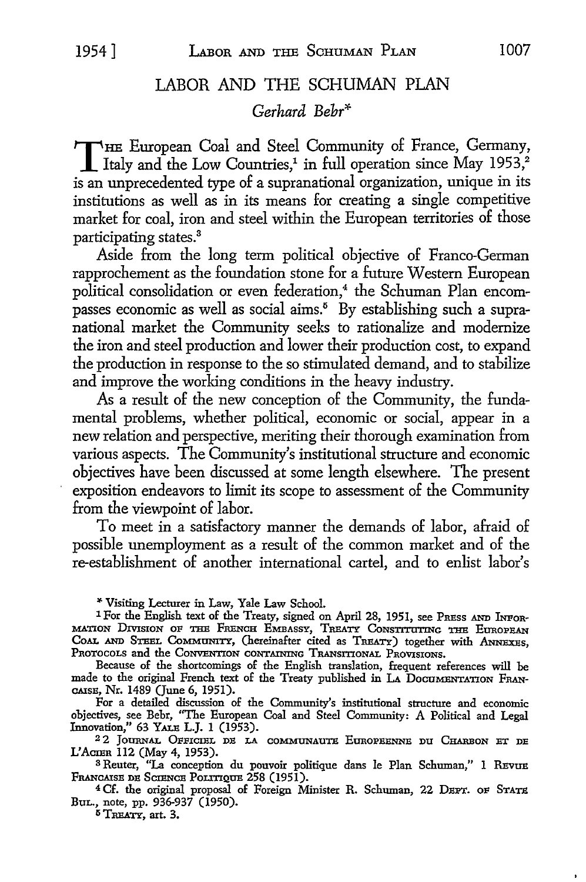# LABOR AND THE SCHUMAN PLAN

*Gerhard Bebr**

The European Coal and Steel Community of France, Germany, Italy and the Low Countries,[1] in full operation since May 1953,[2] is an unprecedented type of a supranational organization, unique in its institutions as well as in its means for creating a single competitive market for coal, iron and steel within the European territories of those participating states.[3]

Aside from the long term political objective of Franco-German rapprochement as the foundation stone for a future Western European political consolidation or even federation,[4] the Schuman Plan encompasses economic as well as social aims.[5] By establishing such a supranational market the Community seeks to rationalize and modernize the iron and steel production and lower their production cost, to expand the production in response to the so stimulated demand, and to stabilize and improve the working conditions in the heavy industry.

As a result of the new conception of the Community, the fundamental problems, whether political, economic or social, appear in a new relation and perspective, meriting their thorough examination from various aspects. The Community's institutional structure and economic objectives have been discussed at some length elsewhere. The present exposition endeavors to limit its scope to assessment of the Community from the viewpoint of labor.

To meet in a satisfactory manner the demands of labor, afraid of possible unemployment as a result of the common market and of the re-establishment of another international cartel, and to enlist labor's

---

\* Visiting Lecturer in Law, Yale Law School.

[1] For the English text of the Treaty, signed on April 28, 1951, see Press and Information Division of the French Embassy, Treaty Constituting the European Coal and Steel Community, (hereinafter cited as Treaty) together with Annexes, Protocols and the Convention containing Transitional Provisions.

Because of the shortcomings of the English translation, frequent references will be made to the original French text of the Treaty published in La Documentation Française, Nr. 1489 (June 6, 1951).

For a detailed discussion of the Community's institutional structure and economic objectives, see Bebr, "The European Coal and Steel Community: A Political and Legal Innovation," 63 Yale L.J. 1 (1953).

[2] 2 Journal Officiel de la communaute Europeenne du Charbon et de l'Acier 112 (May 4, 1953).

[3] Reuter, "La conception du pouvoir politique dans le Plan Schuman," 1 Revue Française de Science Politique 258 (1951).

[4] Cf. the original proposal of Foreign Minister R. Schuman, 22 Dept. of State Bul., note, pp. 936-937 (1950).

[5] Treaty, art. 3.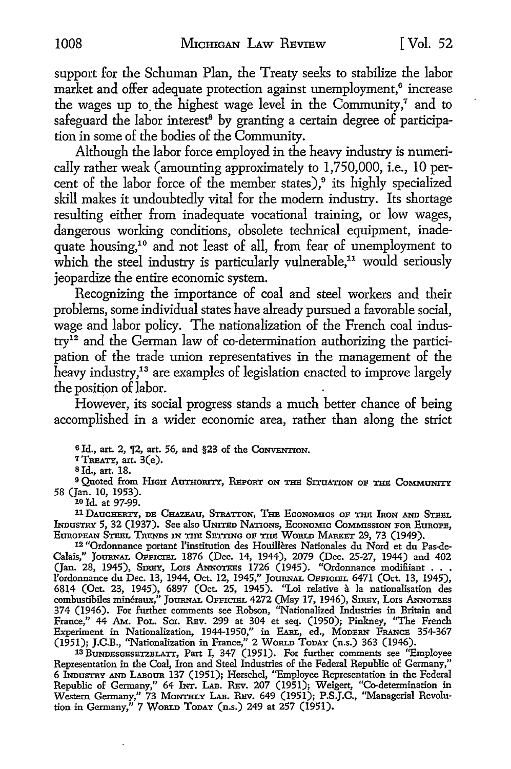support for the Schuman Plan, the Treaty seeks to stabilize the labor market and offer adequate protection against unemployment,[6] increase the wages up to the highest wage level in the Community,[7] and to safeguard the labor interest[8] by granting a certain degree of participation in some of the bodies of the Community.

Although the labor force employed in the heavy industry is numerically rather weak (amounting approximately to 1,750,000, i.e., 10 percent of the labor force of the member states),[9] its highly specialized skill makes it undoubtedly vital for the modern industry. Its shortage resulting either from inadequate vocational training, or low wages, dangerous working conditions, obsolete technical equipment, inadequate housing,[10] and not least of all, from fear of unemployment to which the steel industry is particularly vulnerable,[11] would seriously jeopardize the entire economic system.

Recognizing the importance of coal and steel workers and their problems, some individual states have already pursued a favorable social, wage and labor policy. The nationalization of the French coal industry[12] and the German law of co-determination authorizing the participation of the trade union representatives in the management of the heavy industry,[13] are examples of legislation enacted to improve largely the position of labor.

However, its social progress stands a much better chance of being accomplished in a wider economic area, rather than along the strict

---

[6] Id., art. 2, ¶2, art. 56, and §23 of the CONVENTION.

[7] TREATY, art. 3(e).

[8] Id., art. 18.

[9] Quoted from HIGH AUTHORITY, REPORT ON THE SITUATION OF THE COMMUNITY 58 (Jan. 10, 1953).

[10] Id. at 97-99.

[11] DAUGHERTY, DE CHAZEAU, STRATTON, THE ECONOMICS OF THE IRON AND STEEL INDUSTRY 5, 32 (1937). See also UNITED NATIONS, ECONOMIC COMMISSION FOR EUROPE, EUROPEAN STEEL TRENDS IN THE SETTING OF THE WORLD MARKET 29, 73 (1949).

[12] "Ordonnance portant l'institution des Houillères Nationales du Nord et du Pas-de-Calais," JOURNAL OFFICIEL 1876 (Dec. 14, 1944), 2079 (Dec. 25-27, 1944) and 402 (Jan. 28, 1945), SIREY, LOIS ANNOTEES 1726 (1945). "Ordonnance modifiant . . . l'ordonnance du Dec. 13, 1944, Oct. 12, 1945," JOURNAL OFFICIEL 6471 (Oct. 13, 1945), 6814 (Oct. 23, 1945), 6897 (Oct. 25, 1945). "Loi relative à la nationalisation des combustibiles minéraux," JOURNAL OFFICIEL 4272 (May 17, 1946), SIREY, LOIS ANNOTEES 374 (1946). For further comments see Robson, "Nationalized Industries in Britain and France," 44 AM. POL. SCI. REV. 299 at 304 et seq. (1950); Pinkney, "The French Experiment in Nationalization, 1944-1950," in EARL, ed., MODERN FRANCE 354-367 (1951); J.C.B., "Nationalization in France," 2 WORLD TODAY (n.s.) 363 (1946).

[13] BUNDESGESETZBLATT, Part I, 347 (1951). For further comments see "Employee Representation in the Coal, Iron and Steel Industries of the Federal Republic of Germany," 6 INDUSTRY AND LABOUR 137 (1951); Herschel, "Employee Representation in the Federal Republic of Germany," 64 INT. LAB. REV. 207 (1951); Weigert, "Co-determination in Western Germany," 73 MONTHLY LAB. REV. 649 (1951); P.S.J.C., "Managerial Revolution in Germany," 7 WORLD TODAY (n.s.) 249 at 257 (1951).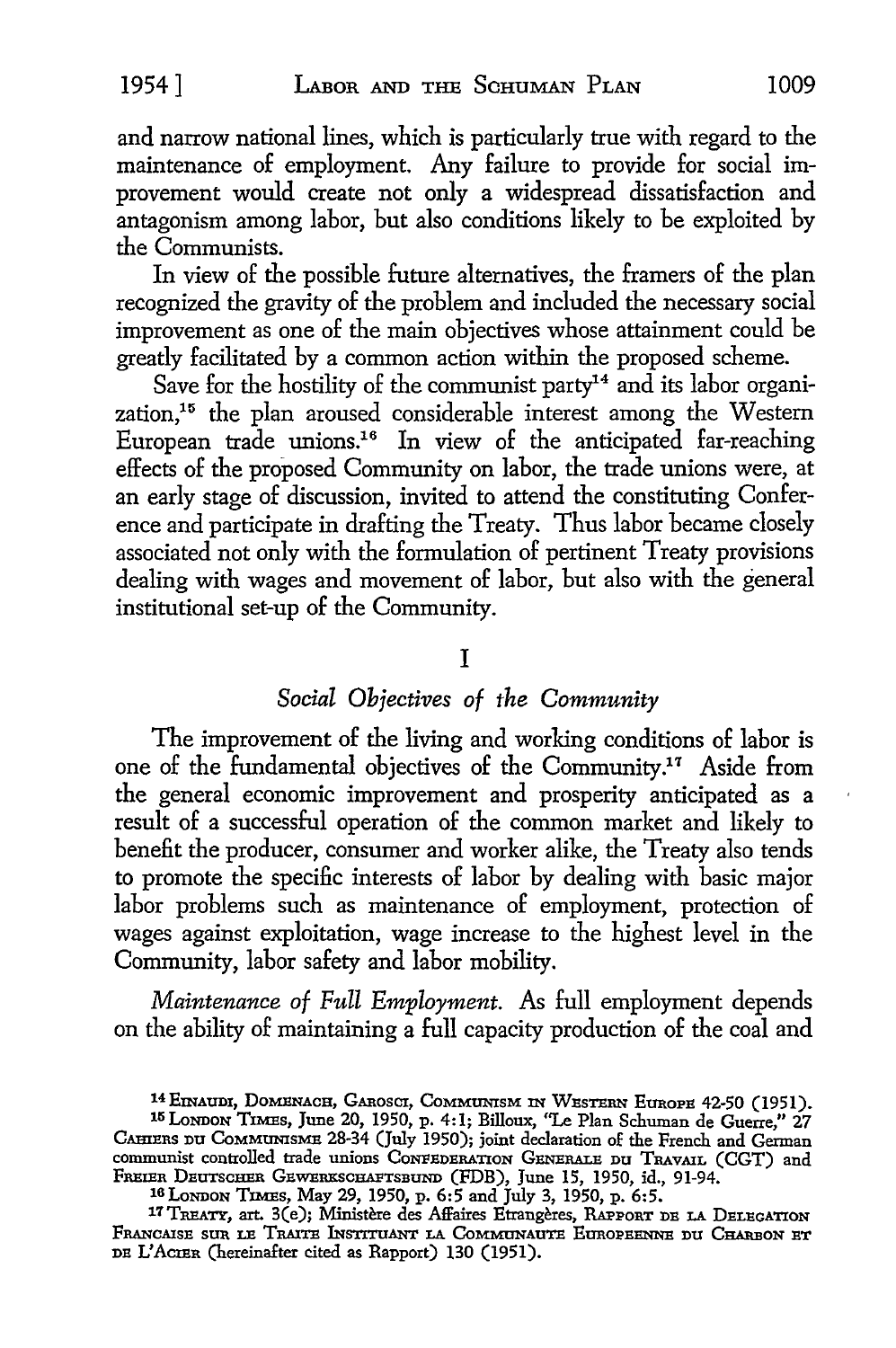and narrow national lines, which is particularly true with regard to the maintenance of employment. Any failure to provide for social improvement would create not only a widespread dissatisfaction and antagonism among labor, but also conditions likely to be exploited by the Communists.

In view of the possible future alternatives, the framers of the plan recognized the gravity of the problem and included the necessary social improvement as one of the main objectives whose attainment could be greatly facilitated by a common action within the proposed scheme.

Save for the hostility of the communist party[14] and its labor organization,[15] the plan aroused considerable interest among the Western European trade unions.[16] In view of the anticipated far-reaching effects of the proposed Community on labor, the trade unions were, at an early stage of discussion, invited to attend the constituting Conference and participate in drafting the Treaty. Thus labor became closely associated not only with the formulation of pertinent Treaty provisions dealing with wages and movement of labor, but also with the general institutional set-up of the Community.

## I

### *Social Objectives of the Community*

The improvement of the living and working conditions of labor is one of the fundamental objectives of the Community.[17] Aside from the general economic improvement and prosperity anticipated as a result of a successful operation of the common market and likely to benefit the producer, consumer and worker alike, the Treaty also tends to promote the specific interests of labor by dealing with basic major labor problems such as maintenance of employment, protection of wages against exploitation, wage increase to the highest level in the Community, labor safety and labor mobility.

*Maintenance of Full Employment.* As full employment depends on the ability of maintaining a full capacity production of the coal and

---

[14] EINAUDI, DOMENACH, GAROSCI, COMMUNISM IN WESTERN EUROPE 42-50 (1951).

[15] LONDON TIMES, June 20, 1950, p. 4:1; Billoux, "Le Plan Schuman de Guerre," 27 CAHIERS DU COMMUNISME 28-34 (July 1950); joint declaration of the French and German communist controlled trade unions CONFEDERATION GENERALE DU TRAVAIL (CGT) and FREIER DEUTSCHER GEWERKSCHAFTSBUND (FDB), June 15, 1950, id., 91-94.

[16] LONDON TIMES, May 29, 1950, p. 6:5 and July 3, 1950, p. 6:5.

[17] TREATY, art. 3(e); Ministère des Affaires Etrangères, RAPPORT DE LA DELEGATION FRANCAISE SUR LE TRAITE INSTITUANT LA COMMUNAUTE EUROPEENNE DU CHARBON ET DE L'ACIER (hereinafter cited as Rapport) 130 (1951).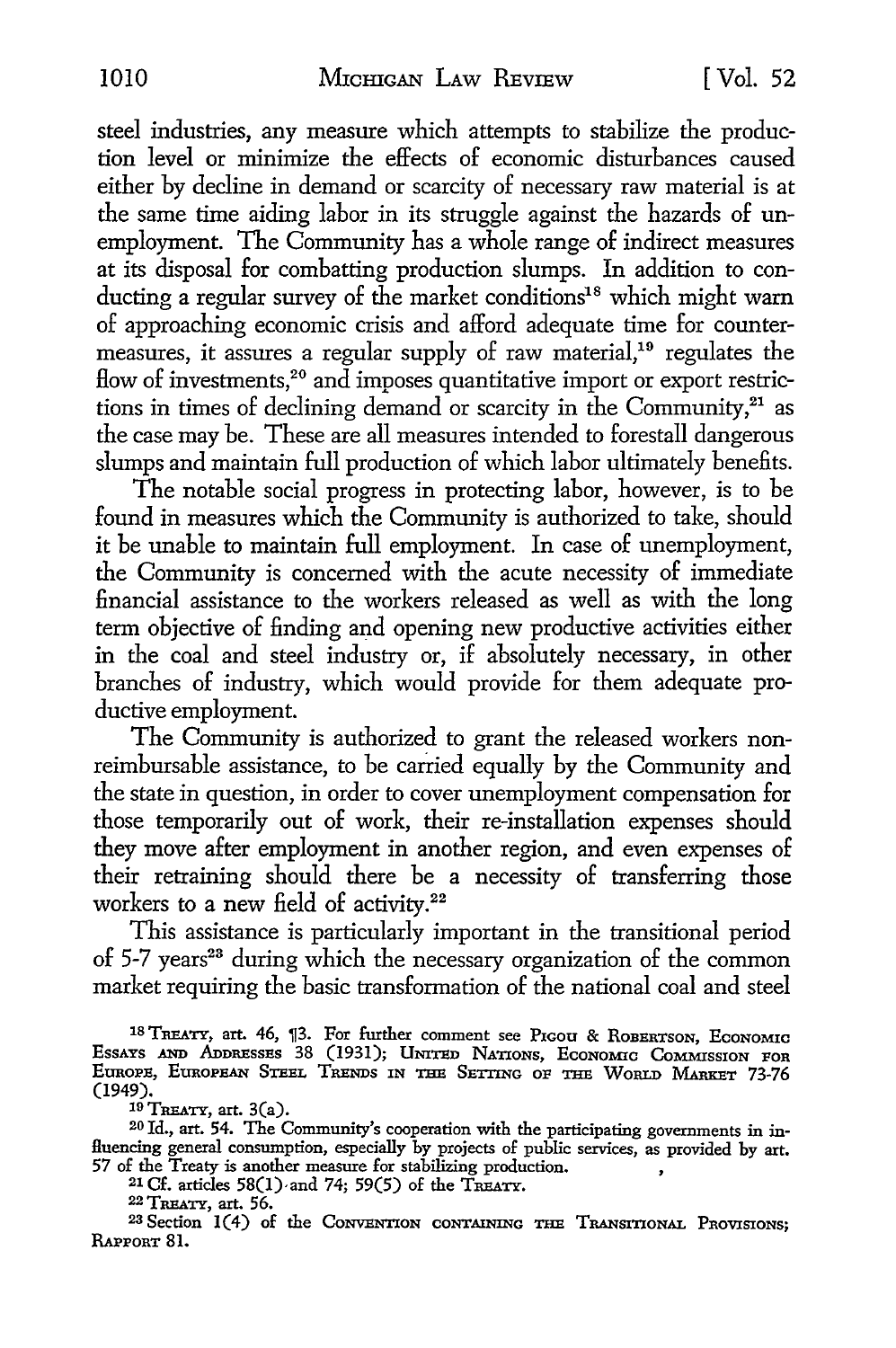steel industries, any measure which attempts to stabilize the production level or minimize the effects of economic disturbances caused either by decline in demand or scarcity of necessary raw material is at the same time aiding labor in its struggle against the hazards of unemployment. The Community has a whole range of indirect measures at its disposal for combatting production slumps. In addition to conducting a regular survey of the market conditions[18] which might warn of approaching economic crisis and afford adequate time for countermeasures, it assures a regular supply of raw material,[19] regulates the flow of investments,[20] and imposes quantitative import or export restrictions in times of declining demand or scarcity in the Community,[21] as the case may be. These are all measures intended to forestall dangerous slumps and maintain full production of which labor ultimately benefits.

The notable social progress in protecting labor, however, is to be found in measures which the Community is authorized to take, should it be unable to maintain full employment. In case of unemployment, the Community is concerned with the acute necessity of immediate financial assistance to the workers released as well as with the long term objective of finding and opening new productive activities either in the coal and steel industry or, if absolutely necessary, in other branches of industry, which would provide for them adequate productive employment.

The Community is authorized to grant the released workers nonreimbursable assistance, to be carried equally by the Community and the state in question, in order to cover unemployment compensation for those temporarily out of work, their re-installation expenses should they move after employment in another region, and even expenses of their retraining should there be a necessity of transferring those workers to a new field of activity.[22]

This assistance is particularly important in the transitional period of 5-7 years[23] during which the necessary organization of the common market requiring the basic transformation of the national coal and steel

---

[18] TREATY, art. 46, ¶3. For further comment see PIGOU & ROBERTSON, ECONOMIC ESSAYS AND ADDRESSES 38 (1931); UNITED NATIONS, ECONOMIC COMMISSION FOR EUROPE, EUROPEAN STEEL TRENDS IN THE SETTING OF THE WORLD MARKET 73-76 (1949).

[19] TREATY, art. 3(a).

[20] Id., art. 54. The Community's cooperation with the participating governments in influencing general consumption, especially by projects of public services, as provided by art. 57 of the Treaty is another measure for stabilizing production.

[21] Cf. articles 58(1) and 74; 59(5) of the TREATY.

[22] TREATY, art. 56.

[23] Section 1(4) of the CONVENTION CONTAINING THE TRANSITIONAL PROVISIONS; RAPPORT 81.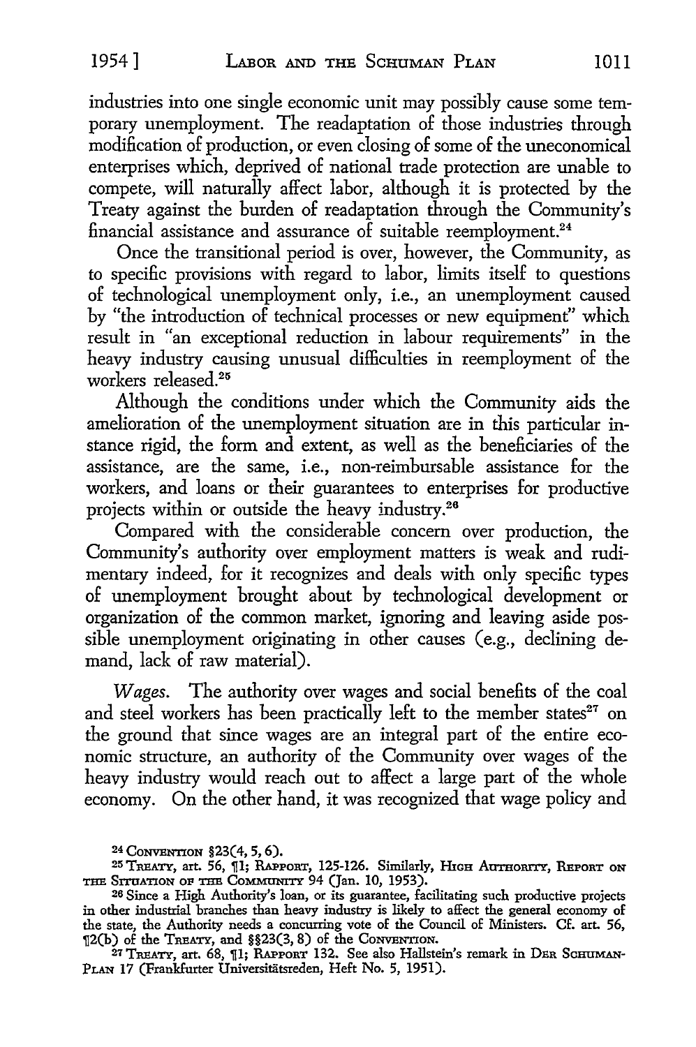industries into one single economic unit may possibly cause some temporary unemployment. The readaptation of those industries through modification of production, or even closing of some of the uneconomical enterprises which, deprived of national trade protection are unable to compete, will naturally affect labor, although it is protected by the Treaty against the burden of readaptation through the Community's financial assistance and assurance of suitable reemployment.[24]

Once the transitional period is over, however, the Community, as to specific provisions with regard to labor, limits itself to questions of technological unemployment only, i.e., an unemployment caused by "the introduction of technical processes or new equipment" which result in "an exceptional reduction in labour requirements" in the heavy industry causing unusual difficulties in reemployment of the workers released.[25]

Although the conditions under which the Community aids the amelioration of the unemployment situation are in this particular instance rigid, the form and extent, as well as the beneficiaries of the assistance, are the same, i.e., non-reimbursable assistance for the workers, and loans or their guarantees to enterprises for productive projects within or outside the heavy industry.[26]

Compared with the considerable concern over production, the Community's authority over employment matters is weak and rudimentary indeed, for it recognizes and deals with only specific types of unemployment brought about by technological development or organization of the common market, ignoring and leaving aside possible unemployment originating in other causes (e.g., declining demand, lack of raw material).

*Wages.* The authority over wages and social benefits of the coal and steel workers has been practically left to the member states[27] on the ground that since wages are an integral part of the entire economic structure, an authority of the Community over wages of the heavy industry would reach out to affect a large part of the whole economy. On the other hand, it was recognized that wage policy and

---

[24] CONVENTION §23(4, 5, 6).

[25] TREATY, art. 56, ¶1; RAPPORT, 125-126. Similarly, HIGH AUTHORITY, REPORT ON THE SITUATION OF THE COMMUNITY 94 (Jan. 10, 1953).

[26] Since a High Authority's loan, or its guarantee, facilitating such productive projects in other industrial branches than heavy industry is likely to affect the general economy of the state, the Authority needs a concurring vote of the Council of Ministers. Cf. art. 56, ¶2(b) of the TREATY, and §§23(3, 8) of the CONVENTION.

[27] TREATY, art. 68, ¶1; RAPPORT 132. See also Hallstein's remark in DER SCHUMAN-PLAN 17 (Frankfurter Universitätsreden, Heft No. 5, 1951).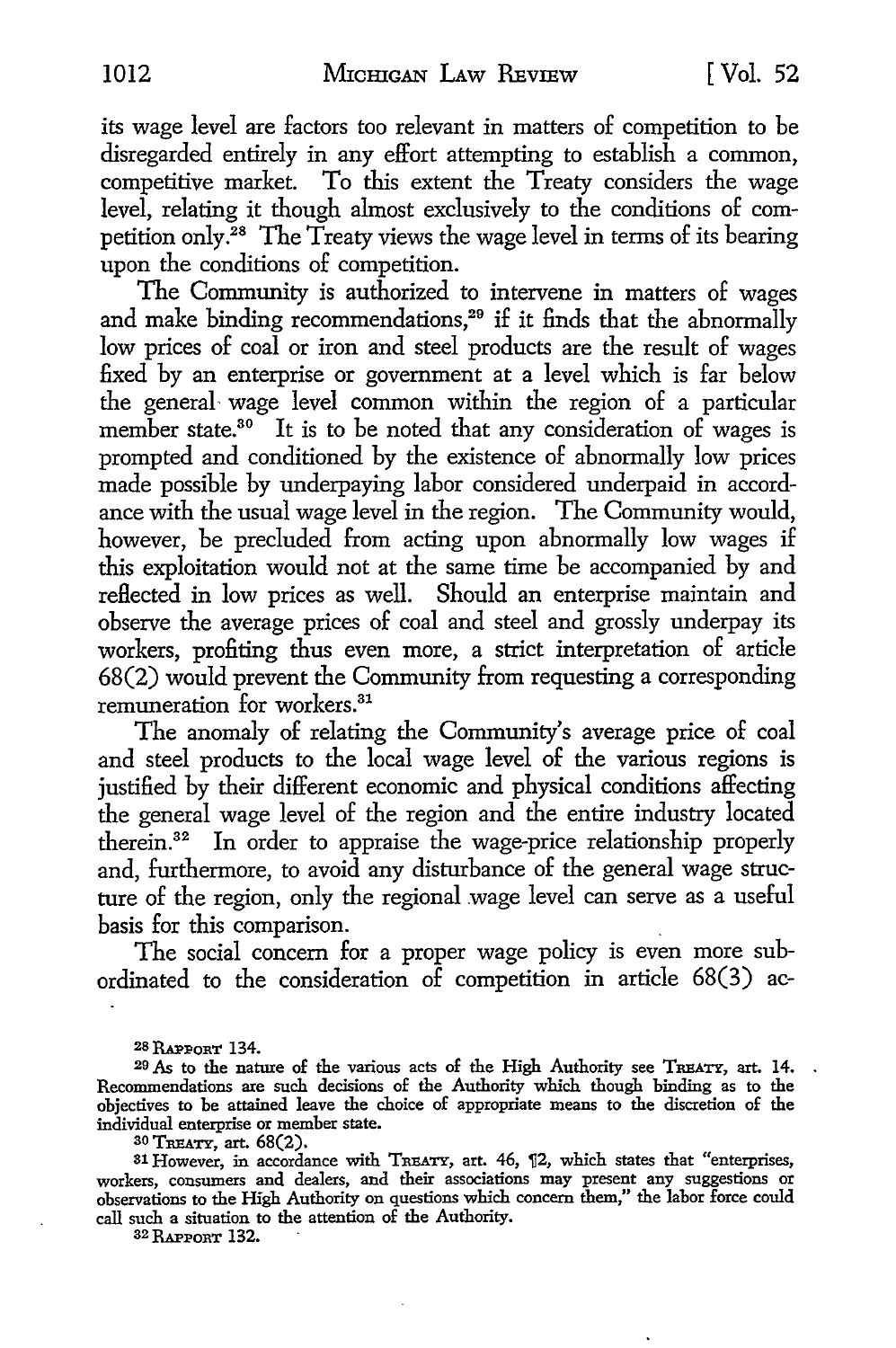its wage level are factors too relevant in matters of competition to be disregarded entirely in any effort attempting to establish a common, competitive market. To this extent the Treaty considers the wage level, relating it though almost exclusively to the conditions of competition only.[28] The Treaty views the wage level in terms of its bearing upon the conditions of competition.

The Community is authorized to intervene in matters of wages and make binding recommendations,[29] if it finds that the abnormally low prices of coal or iron and steel products are the result of wages fixed by an enterprise or government at a level which is far below the general wage level common within the region of a particular member state.[30] It is to be noted that any consideration of wages is prompted and conditioned by the existence of abnormally low prices made possible by underpaying labor considered underpaid in accordance with the usual wage level in the region. The Community would, however, be precluded from acting upon abnormally low wages if this exploitation would not at the same time be accompanied by and reflected in low prices as well. Should an enterprise maintain and observe the average prices of coal and steel and grossly underpay its workers, profiting thus even more, a strict interpretation of article 68(2) would prevent the Community from requesting a corresponding remuneration for workers.[31]

The anomaly of relating the Community's average price of coal and steel products to the local wage level of the various regions is justified by their different economic and physical conditions affecting the general wage level of the region and the entire industry located therein.[32] In order to appraise the wage-price relationship properly and, furthermore, to avoid any disturbance of the general wage structure of the region, only the regional wage level can serve as a useful basis for this comparison.

The social concern for a proper wage policy is even more subordinated to the consideration of competition in article 68(3) ac-

---

[28] RAPPORT 134.

[29] As to the nature of the various acts of the High Authority see TREATY, art. 14. Recommendations are such decisions of the Authority which though binding as to the objectives to be attained leave the choice of appropriate means to the discretion of the individual enterprise or member state.

[30] TREATY, art. 68(2).

[31] However, in accordance with TREATY, art. 46, ¶2, which states that "enterprises, workers, consumers and dealers, and their associations may present any suggestions or observations to the High Authority on questions which concern them," the labor force could call such a situation to the attention of the Authority.

[32] RAPPORT 132.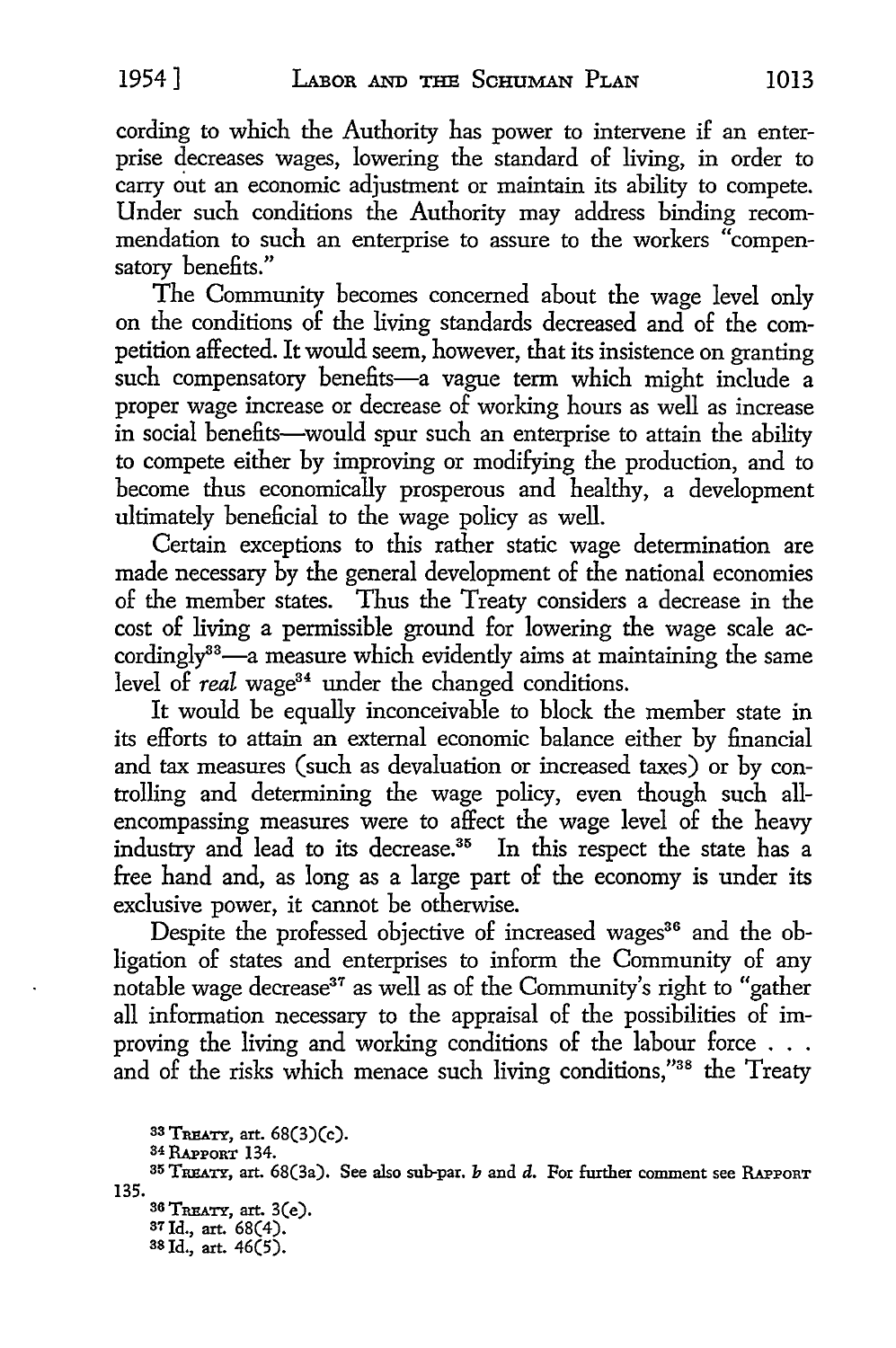cording to which the Authority has power to intervene if an enterprise decreases wages, lowering the standard of living, in order to carry out an economic adjustment or maintain its ability to compete. Under such conditions the Authority may address binding recommendation to such an enterprise to assure to the workers "compensatory benefits."

The Community becomes concerned about the wage level only on the conditions of the living standards decreased and of the competition affected. It would seem, however, that its insistence on granting such compensatory benefits—a vague term which might include a proper wage increase or decrease of working hours as well as increase in social benefits—would spur such an enterprise to attain the ability to compete either by improving or modifying the production, and to become thus economically prosperous and healthy, a development ultimately beneficial to the wage policy as well.

Certain exceptions to this rather static wage determination are made necessary by the general development of the national economies of the member states. Thus the Treaty considers a decrease in the cost of living a permissible ground for lowering the wage scale accordingly[33]—a measure which evidently aims at maintaining the same level of *real* wage[34] under the changed conditions.

It would be equally inconceivable to block the member state in its efforts to attain an external economic balance either by financial and tax measures (such as devaluation or increased taxes) or by controlling and determining the wage policy, even though such all-encompassing measures were to affect the wage level of the heavy industry and lead to its decrease.[35] In this respect the state has a free hand and, as long as a large part of the economy is under its exclusive power, it cannot be otherwise.

Despite the professed objective of increased wages[36] and the obligation of states and enterprises to inform the Community of any notable wage decrease[37] as well as of the Community's right to "gather all information necessary to the appraisal of the possibilities of improving the living and working conditions of the labour force . . . and of the risks which menace such living conditions,"[38] the Treaty

[33] TREATY, art. 68(3)(c).

[34] RAPPORT 134.

[35] TREATY, art. 68(3a). See also sub-par. *b* and *d*. For further comment see RAPPORT 135.

[36] TREATY, art. 3(e).

[37] Id., art. 68(4).

[38] Id., art. 46(5).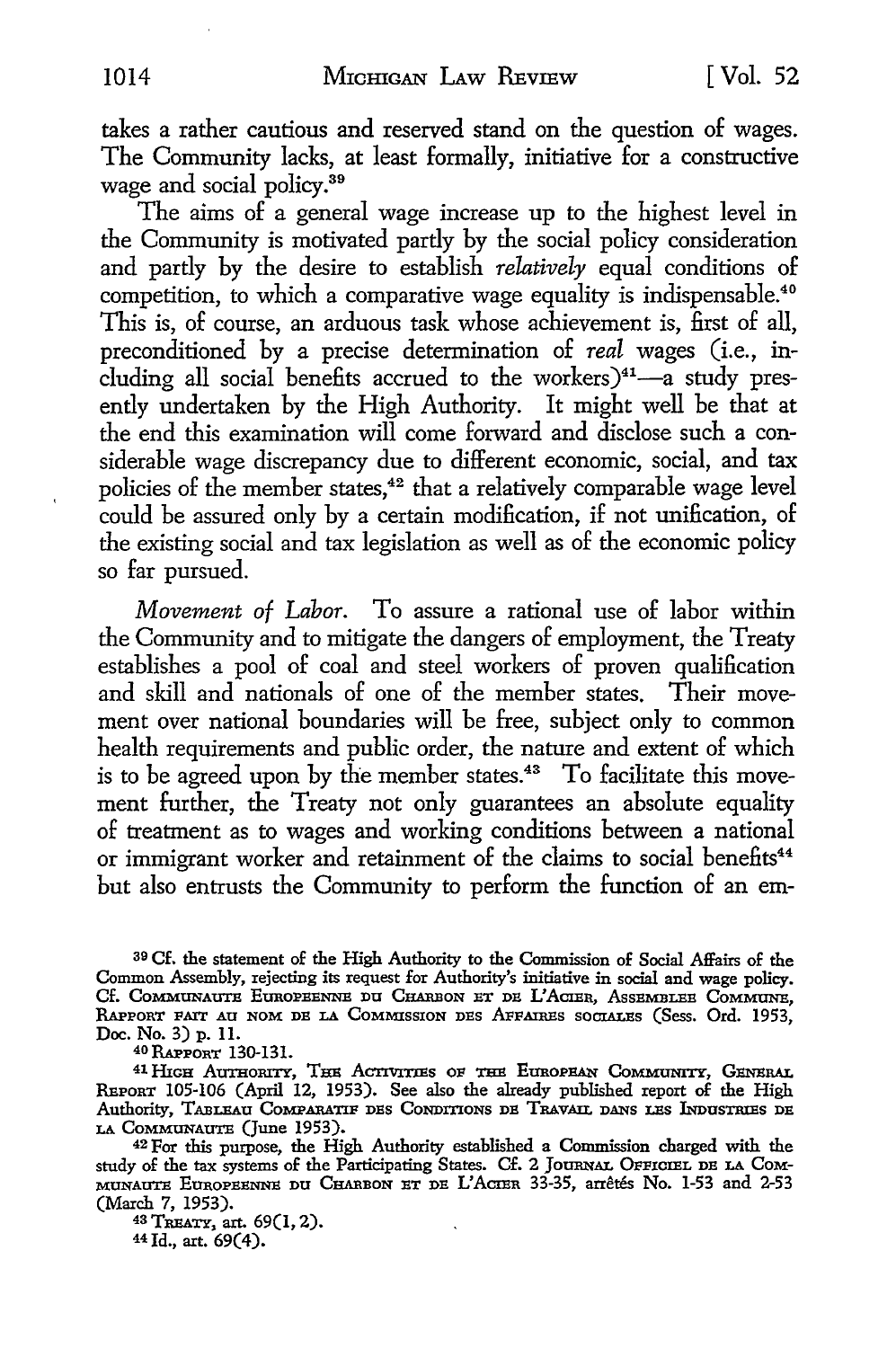takes a rather cautious and reserved stand on the question of wages. The Community lacks, at least formally, initiative for a constructive wage and social policy.[39]

The aims of a general wage increase up to the highest level in the Community is motivated partly by the social policy consideration and partly by the desire to establish *relatively* equal conditions of competition, to which a comparative wage equality is indispensable.[40] This is, of course, an arduous task whose achievement is, first of all, preconditioned by a precise determination of *real* wages (i.e., including all social benefits accrued to the workers)[41]—a study presently undertaken by the High Authority. It might well be that at the end this examination will come forward and disclose such a considerable wage discrepancy due to different economic, social, and tax policies of the member states,[42] that a relatively comparable wage level could be assured only by a certain modification, if not unification, of the existing social and tax legislation as well as of the economic policy so far pursued.

*Movement of Labor.* To assure a rational use of labor within the Community and to mitigate the dangers of employment, the Treaty establishes a pool of coal and steel workers of proven qualification and skill and nationals of one of the member states. Their movement over national boundaries will be free, subject only to common health requirements and public order, the nature and extent of which is to be agreed upon by the member states.[43] To facilitate this movement further, the Treaty not only guarantees an absolute equality of treatment as to wages and working conditions between a national or immigrant worker and retainment of the claims to social benefits[44] but also entrusts the Community to perform the function of an em-

---

[39] Cf. the statement of the High Authority to the Commission of Social Affairs of the Common Assembly, rejecting its request for Authority's initiative in social and wage policy. Cf. COMMUNAUTE EUROPEENNE DU CHARBON ET DE L'ACIER, ASSEMBLEE COMMUNE, RAPPORT FAIT AU NOM DE LA COMMISSION DES AFFAIRES SOCIALES (Sess. Ord. 1953, Doc. No. 3) p. 11.

[40] RAPPORT 130-131.

[41] HIGH AUTHORITY, THE ACTIVITIES OF THE EUROPEAN COMMUNITY, GENERAL REPORT 105-106 (April 12, 1953). See also the already published report of the High Authority, TABLEAU COMPARATIF DES CONDITIONS DE TRAVAIL DANS LES INDUSTRIES DE LA COMMUNAUTE (June 1953).

[42] For this purpose, the High Authority established a Commission charged with the study of the tax systems of the Participating States. Cf. 2 JOURNAL OFFICIEL DE LA COMMUNAUTE EUROPEENNE DU CHARBON ET DE L'ACIER 33-35, arrêtés No. 1-53 and 2-53 (March 7, 1953).

[43] TREATY, art. 69(1, 2).

[44] Id., art. 69(4).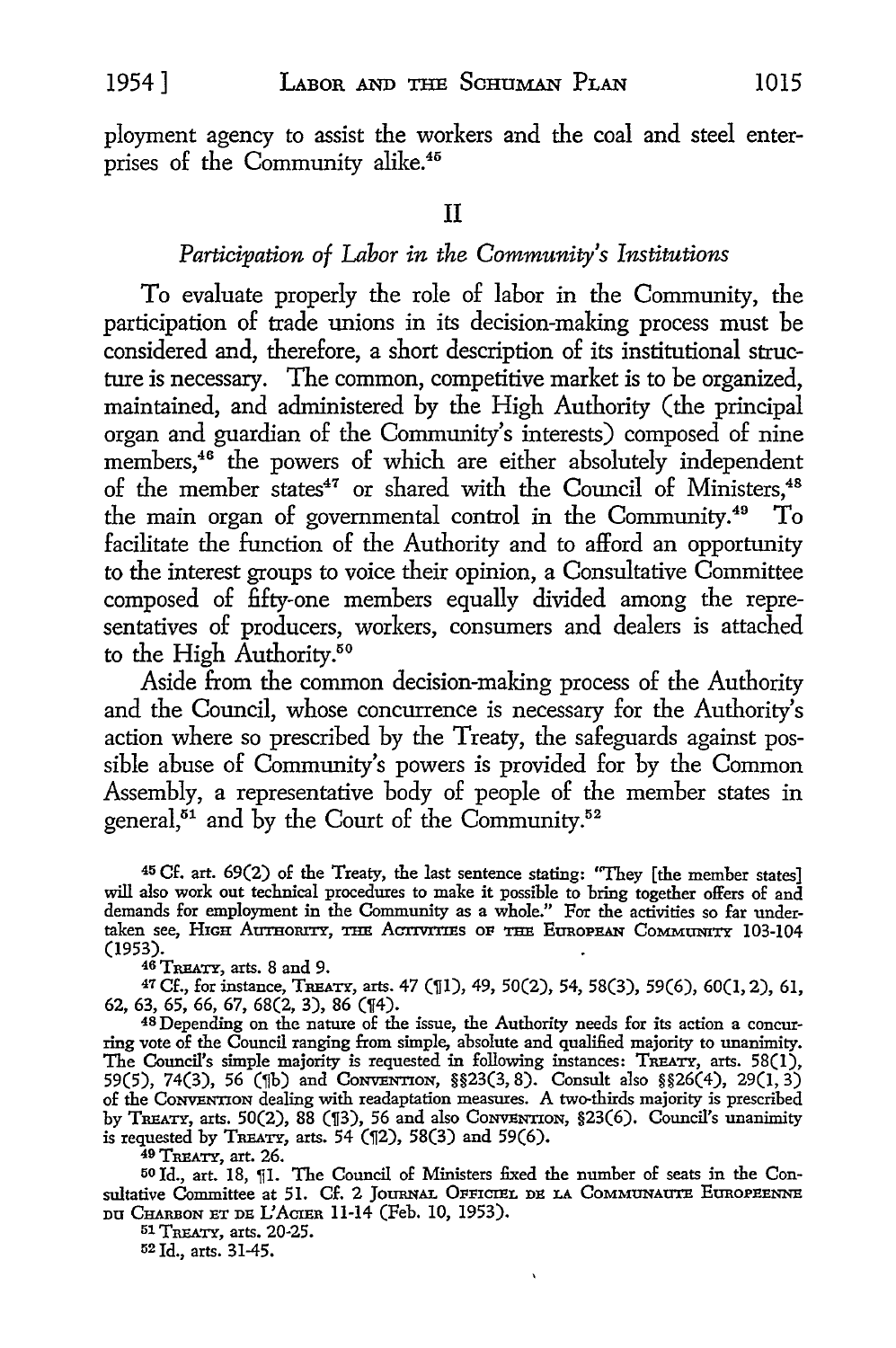ployment agency to assist the workers and the coal and steel enterprises of the Community alike.[45]

## II

### *Participation of Labor in the Community's Institutions*

To evaluate properly the role of labor in the Community, the participation of trade unions in its decision-making process must be considered and, therefore, a short description of its institutional structure is necessary. The common, competitive market is to be organized, maintained, and administered by the High Authority (the principal organ and guardian of the Community's interests) composed of nine members,[46] the powers of which are either absolutely independent of the member states[47] or shared with the Council of Ministers,[48] the main organ of governmental control in the Community.[49] To facilitate the function of the Authority and to afford an opportunity to the interest groups to voice their opinion, a Consultative Committee composed of fifty-one members equally divided among the representatives of producers, workers, consumers and dealers is attached to the High Authority.[50]

Aside from the common decision-making process of the Authority and the Council, whose concurrence is necessary for the Authority's action where so prescribed by the Treaty, the safeguards against possible abuse of Community's powers is provided for by the Common Assembly, a representative body of people of the member states in general,[51] and by the Court of the Community.[52]

---

[45] Cf. art. 69(2) of the Treaty, the last sentence stating: "They [the member states] will also work out technical procedures to make it possible to bring together offers of and demands for employment in the Community as a whole." For the activities so far undertaken see, HIGH AUTHORITY, THE ACTIVITIES OF THE EUROPEAN COMMUNITY 103-104 (1953).

[46] TREATY, arts. 8 and 9.

[47] Cf., for instance, TREATY, arts. 47 (¶1), 49, 50(2), 54, 58(3), 59(6), 60(1, 2), 61, 62, 63, 65, 66, 67, 68(2, 3), 86 (¶4).

[48] Depending on the nature of the issue, the Authority needs for its action a concurring vote of the Council ranging from simple, absolute and qualified majority to unanimity. The Council's simple majority is requested in following instances: TREATY, arts. 58(1), 59(5), 74(3), 56 (¶b) and CONVENTION, §§23(3, 8). Consult also §§26(4), 29(1, 3) of the CONVENTION dealing with readaptation measures. A two-thirds majority is prescribed by TREATY, arts. 50(2), 88 (¶3), 56 and also CONVENTION, §23(6). Council's unanimity is requested by TREATY, arts. 54 (¶2), 58(3) and 59(6).

[49] TREATY, art. 26.

[50] Id., art. 18, ¶1. The Council of Ministers fixed the number of seats in the Consultative Committee at 51. Cf. 2 JOURNAL OFFICIEL DE LA COMMUNAUTE EUROPEENNE DU CHARBON ET DE L'ACIER 11-14 (Feb. 10, 1953).

[51] TREATY, arts. 20-25.

[52] Id., arts. 31-45.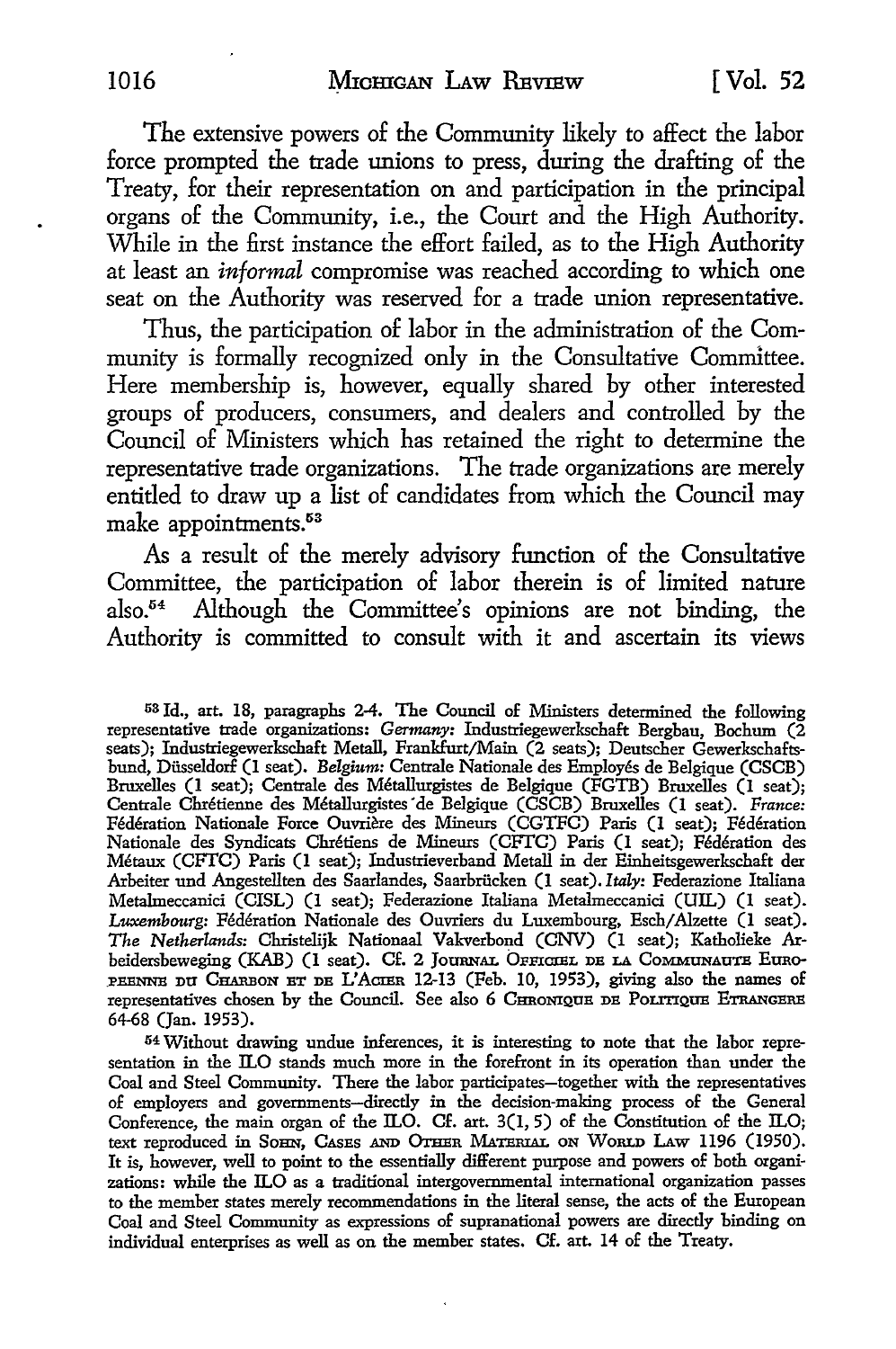The extensive powers of the Community likely to affect the labor force prompted the trade unions to press, during the drafting of the Treaty, for their representation on and participation in the principal organs of the Community, i.e., the Court and the High Authority. While in the first instance the effort failed, as to the High Authority at least an *informal* compromise was reached according to which one seat on the Authority was reserved for a trade union representative.

Thus, the participation of labor in the administration of the Community is formally recognized only in the Consultative Committee. Here membership is, however, equally shared by other interested groups of producers, consumers, and dealers and controlled by the Council of Ministers which has retained the right to determine the representative trade organizations. The trade organizations are merely entitled to draw up a list of candidates from which the Council may make appointments.[53]

As a result of the merely advisory function of the Consultative Committee, the participation of labor therein is of limited nature also.[54] Although the Committee's opinions are not binding, the Authority is committed to consult with it and ascertain its views

[53] Id., art. 18, paragraphs 2-4. The Council of Ministers determined the following representative trade organizations: *Germany*: Industriegewerkschaft Bergbau, Bochum (2 seats); Industriegewerkschaft Metall, Frankfurt/Main (2 seats); Deutscher Gewerkschaftsbund, Düsseldorf (1 seat). *Belgium*: Centrale Nationale des Employés de Belgique (CSCB) Bruxelles (1 seat); Centrale des Métallurgistes de Belgique (FGTB) Bruxelles (1 seat); Centrale Chrétienne des Métallurgistes de Belgique (CSCB) Bruxelles (1 seat). *France*: Fédération Nationale Force Ouvrière des Mineurs (CGTFC) Paris (1 seat); Fédération Nationale des Syndicats Chrétiens de Mineurs (CFTC) Paris (1 seat); Fédération des Métaux (CFTC) Paris (1 seat); Industrieverband Metall in der Einheitsgewerkschaft der Arbeiter und Angestellten des Saarlandes, Saarbrücken (1 seat). *Italy*: Federazione Italiana Metalmeccanici (CISL) (1 seat); Federazione Italiana Metalmeccanici (UIL) (1 seat). *Luxembourg*: Fédération Nationale des Ouvriers du Luxembourg, Esch/Alzette (1 seat). *The Netherlands*: Christelijk Nationaal Vakverbond (CNV) (1 seat); Katholieke Arbeidersbeweging (KAB) (1 seat). Cf. 2 JOURNAL OFFICIEL DE LA COMMUNAUTE EUROPEENNE DU CHARBON ET DE L'ACIER 12-13 (Feb. 10, 1953), giving also the names of representatives chosen by the Council. See also 6 CHRONIQUE DE POLITIQUE ETRANGERE 64-68 (Jan. 1953).

[54] Without drawing undue inferences, it is interesting to note that the labor representation in the ILO stands much more in the forefront in its operation than under the Coal and Steel Community. There the labor participates—together with the representatives of employers and governments—directly in the decision-making process of the General Conference, the main organ of the ILO. Cf. art. 3(1, 5) of the Constitution of the ILO; text reproduced in SOHN, CASES AND OTHER MATERIAL ON WORLD LAW 1196 (1950). It is, however, well to point to the essentially different purpose and powers of both organizations: while the ILO as a traditional intergovernmental international organization passes to the member states merely recommendations in the literal sense, the acts of the European Coal and Steel Community as expressions of supranational powers are directly binding on individual enterprises as well as on the member states. Cf. art. 14 of the Treaty.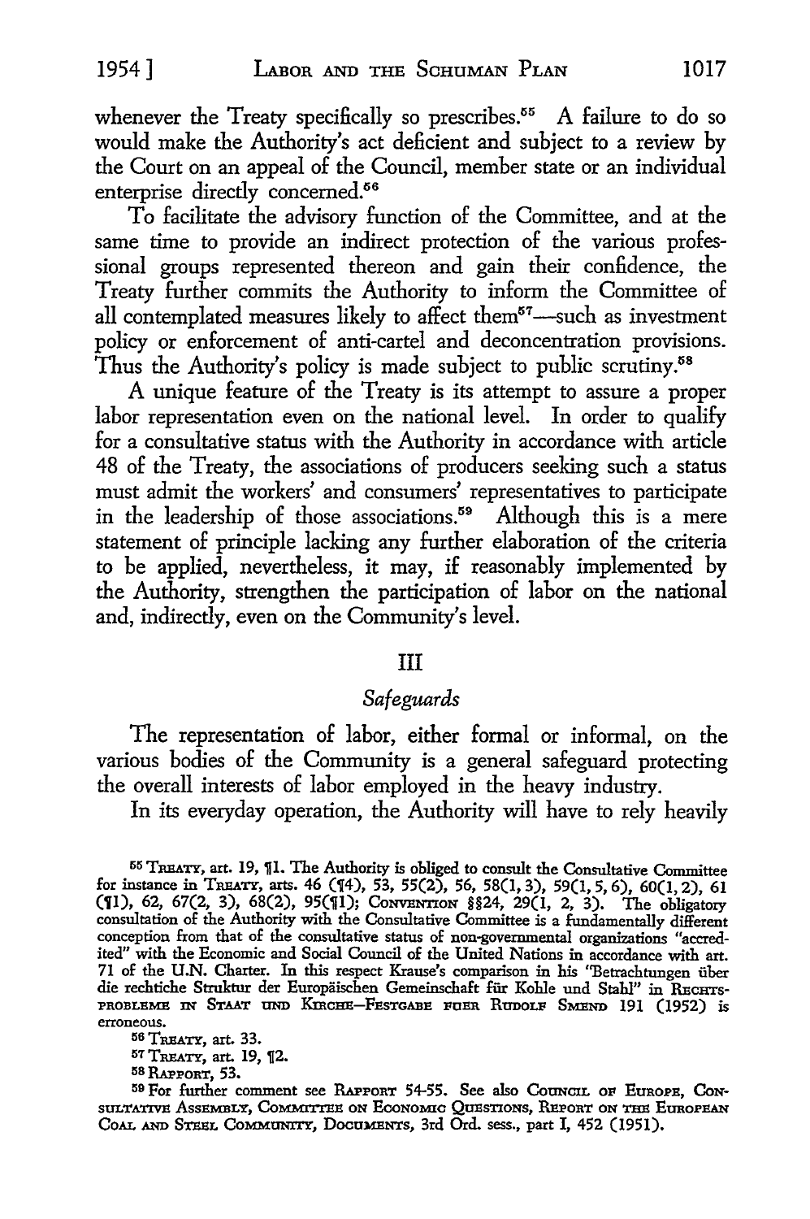whenever the Treaty specifically so prescribes.[55] A failure to do so would make the Authority's act deficient and subject to a review by the Court on an appeal of the Council, member state or an individual enterprise directly concerned.[56]

To facilitate the advisory function of the Committee, and at the same time to provide an indirect protection of the various professional groups represented thereon and gain their confidence, the Treaty further commits the Authority to inform the Committee of all contemplated measures likely to affect them[57]—such as investment policy or enforcement of anti-cartel and deconcentration provisions. Thus the Authority's policy is made subject to public scrutiny.[58]

A unique feature of the Treaty is its attempt to assure a proper labor representation even on the national level. In order to qualify for a consultative status with the Authority in accordance with article 48 of the Treaty, the associations of producers seeking such a status must admit the workers' and consumers' representatives to participate in the leadership of those associations.[59] Although this is a mere statement of principle lacking any further elaboration of the criteria to be applied, nevertheless, it may, if reasonably implemented by the Authority, strengthen the participation of labor on the national and, indirectly, even on the Community's level.

## III

### *Safeguards*

The representation of labor, either formal or informal, on the various bodies of the Community is a general safeguard protecting the overall interests of labor employed in the heavy industry.

In its everyday operation, the Authority will have to rely heavily

---

[55] TREATY, art. 19, ¶1. The Authority is obliged to consult the Consultative Committee for instance in TREATY, arts. 46 (¶4), 53, 55(2), 56, 58(1, 3), 59(1, 5, 6), 60(1, 2), 61 (¶1), 62, 67(2, 3), 68(2), 95(¶1); CONVENTION §§24, 29(1, 2, 3). The obligatory consultation of the Authority with the Consultative Committee is a fundamentally different conception from that of the consultative status of non-governmental organizations "accredited" with the Economic and Social Council of the United Nations in accordance with art. 71 of the U.N. Charter. In this respect Krause's comparison in his "Betrachtungen über die rechtiche Struktur der Europäischen Gemeinschaft für Kohle und Stahl" in RECHTSPROBLEME IN STAAT UND KIRCHE—FESTGABE FUER RUDOLF SMEND 191 (1952) is erroneous.

[56] TREATY, art. 33.

[57] TREATY, art. 19, ¶2.

[58] RAPPORT, 53.

[59] For further comment see RAPPORT 54-55. See also COUNCIL OF EUROPE, CONSULTATIVE ASSEMBLY, COMMITTEE ON ECONOMIC QUESTIONS, REPORT ON THE EUROPEAN COAL AND STEEL COMMUNITY, DOCUMENTS, 3rd Ord. sess., part I, 452 (1951).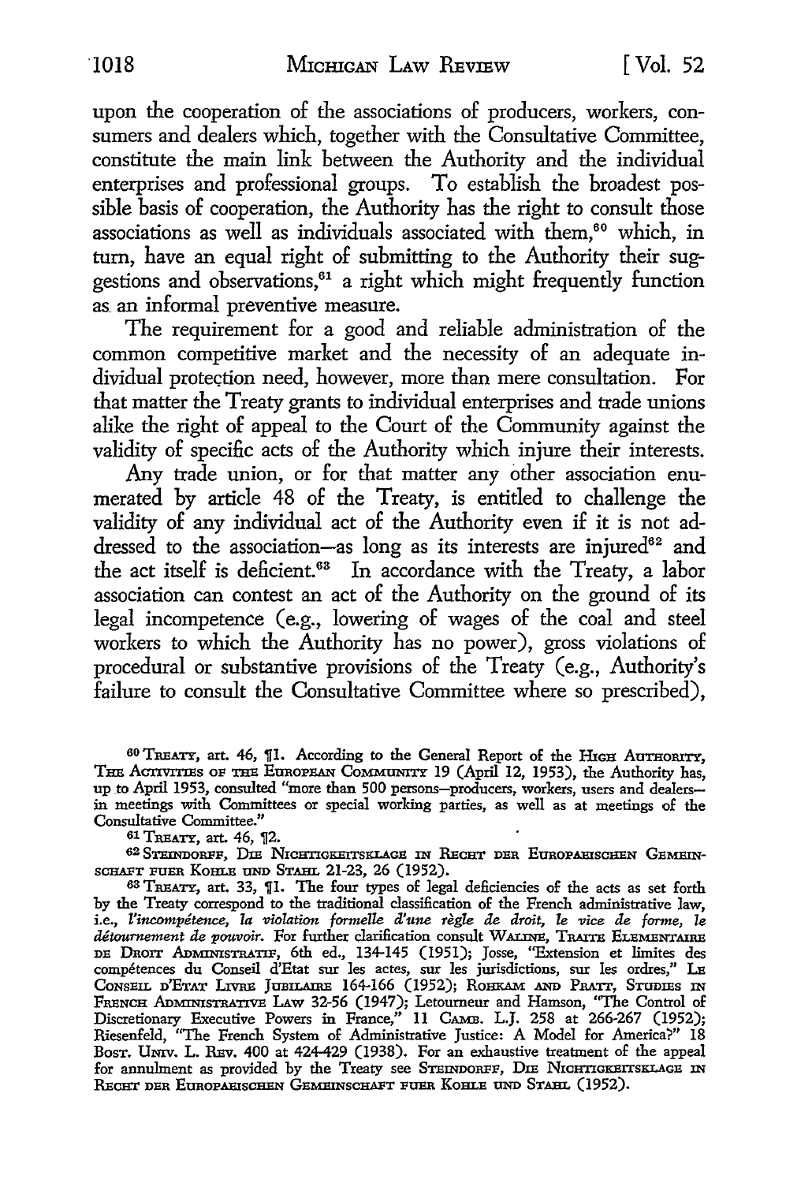upon the cooperation of the associations of producers, workers, consumers and dealers which, together with the Consultative Committee, constitute the main link between the Authority and the individual enterprises and professional groups. To establish the broadest possible basis of cooperation, the Authority has the right to consult those associations as well as individuals associated with them,[60] which, in turn, have an equal right of submitting to the Authority their suggestions and observations,[61] a right which might frequently function as an informal preventive measure.

The requirement for a good and reliable administration of the common competitive market and the necessity of an adequate individual protection need, however, more than mere consultation. For that matter the Treaty grants to individual enterprises and trade unions alike the right of appeal to the Court of the Community against the validity of specific acts of the Authority which injure their interests.

Any trade union, or for that matter any other association enumerated by article 48 of the Treaty, is entitled to challenge the validity of any individual act of the Authority even if it is not addressed to the association—as long as its interests are injured[62] and the act itself is deficient.[63] In accordance with the Treaty, a labor association can contest an act of the Authority on the ground of its legal incompetence (e.g., lowering of wages of the coal and steel workers to which the Authority has no power), gross violations of procedural or substantive provisions of the Treaty (e.g., Authority's failure to consult the Consultative Committee where so prescribed),

---

[60] TREATY, art. 46, ¶1. According to the General Report of the HIGH AUTHORITY, THE ACTIVITIES OF THE EUROPEAN COMMUNITY 19 (April 12, 1953), the Authority has, up to April 1953, consulted "more than 500 persons—producers, workers, users and dealers—in meetings with Committees or special working parties, as well as at meetings of the Consultative Committee."

[61] TREATY, art. 46, ¶2.

[62] STEINDORFF, DIE NICHTIGKEITSKLAGE IN RECHT DER EUROPAEISCHEN GEMEINSCHAFT FUER KOHLE UND STAHL 21-23, 26 (1952).

[63] TREATY, art. 33, ¶1. The four types of legal deficiencies of the acts as set forth by the Treaty correspond to the traditional classification of the French administrative law, i.e., *l'incompétence, la violation formelle d'une règle de droit, le vice de forme, le détournement de pouvoir.* For further clarification consult WALINE, TRAITE ELEMENTAIRE DE DROIT ADMINISTRATIF, 6th ed., 134-145 (1951); Josse, "Extension et limites des compétences du Conseil d'Etat sur les actes, sur les jurisdictions, sur les ordres," LE CONSEIL D'ETAT LIVRE JUBILAIRE 164-166 (1952); ROHKAM AND PRATT, STUDIES IN FRENCH ADMINISTRATIVE LAW 32-56 (1947); Letourneur and Hamson, "The Control of Discretionary Executive Powers in France," 11 CAMB. L.J. 258 at 266-267 (1952); Riesenfeld, "The French System of Administrative Justice: A Model for America?" 18 BOST. UNIV. L. REV. 400 at 424-429 (1938). For an exhaustive treatment of the appeal for annulment as provided by the Treaty see STEINDORFF, DIE NICHTIGKEITSKLAGE IN RECHT DER EUROPAEISCHEN GEMEINSCHAFT FUER KOHLE UND STAHL (1952).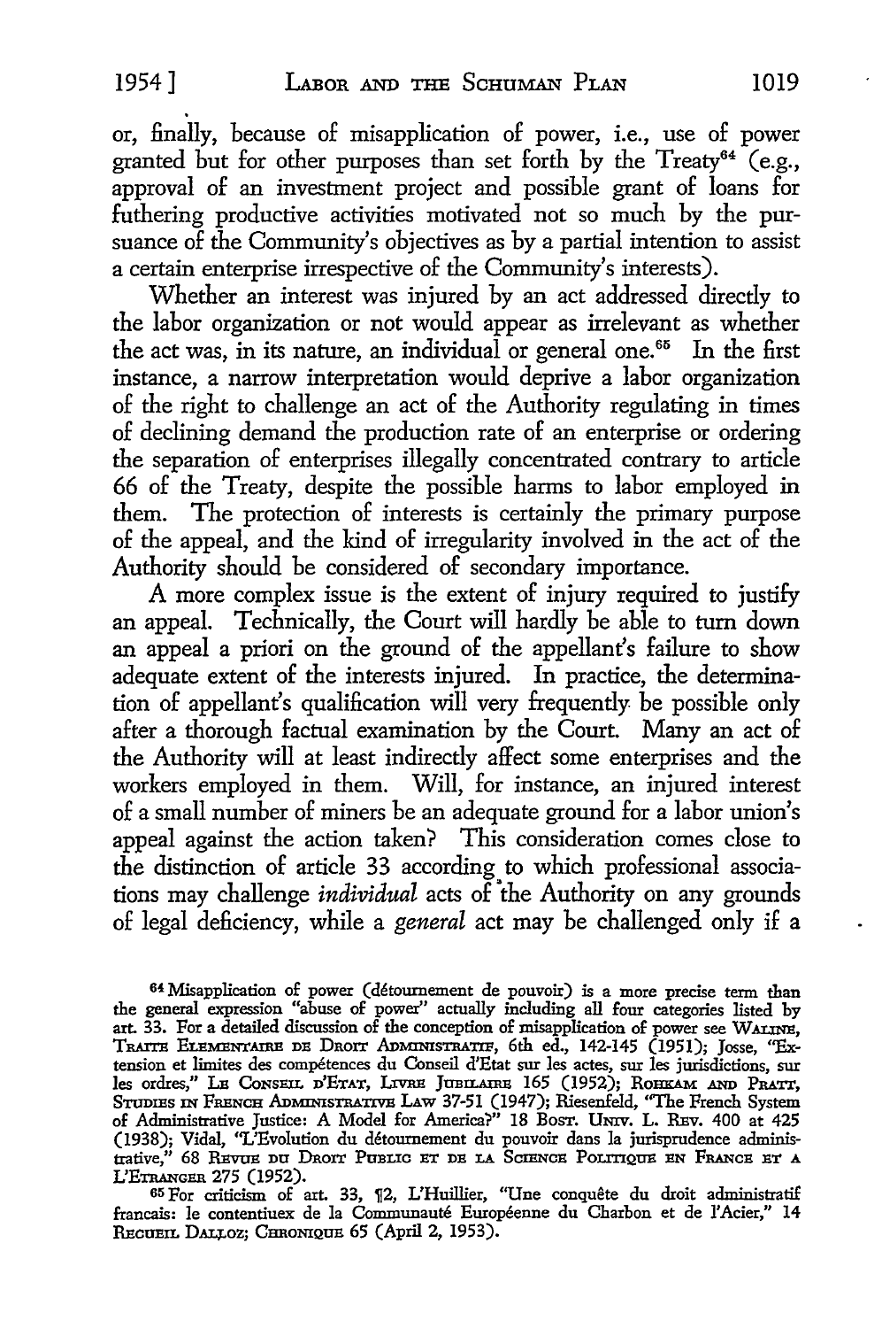or, finally, because of misapplication of power, i.e., use of power granted but for other purposes than set forth by the Treaty[64] (e.g., approval of an investment project and possible grant of loans for futhering productive activities motivated not so much by the pursuance of the Community's objectives as by a partial intention to assist a certain enterprise irrespective of the Community's interests).

Whether an interest was injured by an act addressed directly to the labor organization or not would appear as irrelevant as whether the act was, in its nature, an individual or general one.[65] In the first instance, a narrow interpretation would deprive a labor organization of the right to challenge an act of the Authority regulating in times of declining demand the production rate of an enterprise or ordering the separation of enterprises illegally concentrated contrary to article 66 of the Treaty, despite the possible harms to labor employed in them. The protection of interests is certainly the primary purpose of the appeal, and the kind of irregularity involved in the act of the Authority should be considered of secondary importance.

A more complex issue is the extent of injury required to justify an appeal. Technically, the Court will hardly be able to turn down an appeal a priori on the ground of the appellant's failure to show adequate extent of the interests injured. In practice, the determination of appellant's qualification will very frequently be possible only after a thorough factual examination by the Court. Many an act of the Authority will at least indirectly affect some enterprises and the workers employed in them. Will, for instance, an injured interest of a small number of miners be an adequate ground for a labor union's appeal against the action taken? This consideration comes close to the distinction of article 33 according to which professional associations may challenge *individual* acts of the Authority on any grounds of legal deficiency, while a *general* act may be challenged only if a

---

[64] Misapplication of power (détournement de pouvoir) is a more precise term than the general expression "abuse of power" actually including all four categories listed by art. 33. For a detailed discussion of the conception of misapplication of power see WALINE, TRAITE ELEMENTAIRE DE DROIT ADMINISTRATIF, 6th ed., 142-145 (1951); Josse, "Extension et limites des compétences du Conseil d'Etat sur les actes, sur les jurisdictions, sur les ordres," LE CONSEIL D'ETAT, LIVRE JUBILAIRE 165 (1952); ROHKAM AND PRATT, STUDIES IN FRENCH ADMINISTRATIVE LAW 37-51 (1947); Riesenfeld, "The French System of Administrative Justice: A Model for America?" 18 BOST. UNIV. L. REV. 400 at 425 (1938); Vidal, "L'Evolution du détournement du pouvoir dans la jurisprudence administrative," 68 REVUE DU DROIT PUBLIC ET DE LA SCIENCE POLITIQUE EN FRANCE ET A L'ETRANGER 275 (1952).

[65] For criticism of art. 33, ¶2, L'Huillier, "Une conquête du droit administratif francais: le contentiuex de la Communauté Européenne du Charbon et de l'Acier," 14 RECUEIL DALLOZ; CHRONIQUE 65 (April 2, 1953).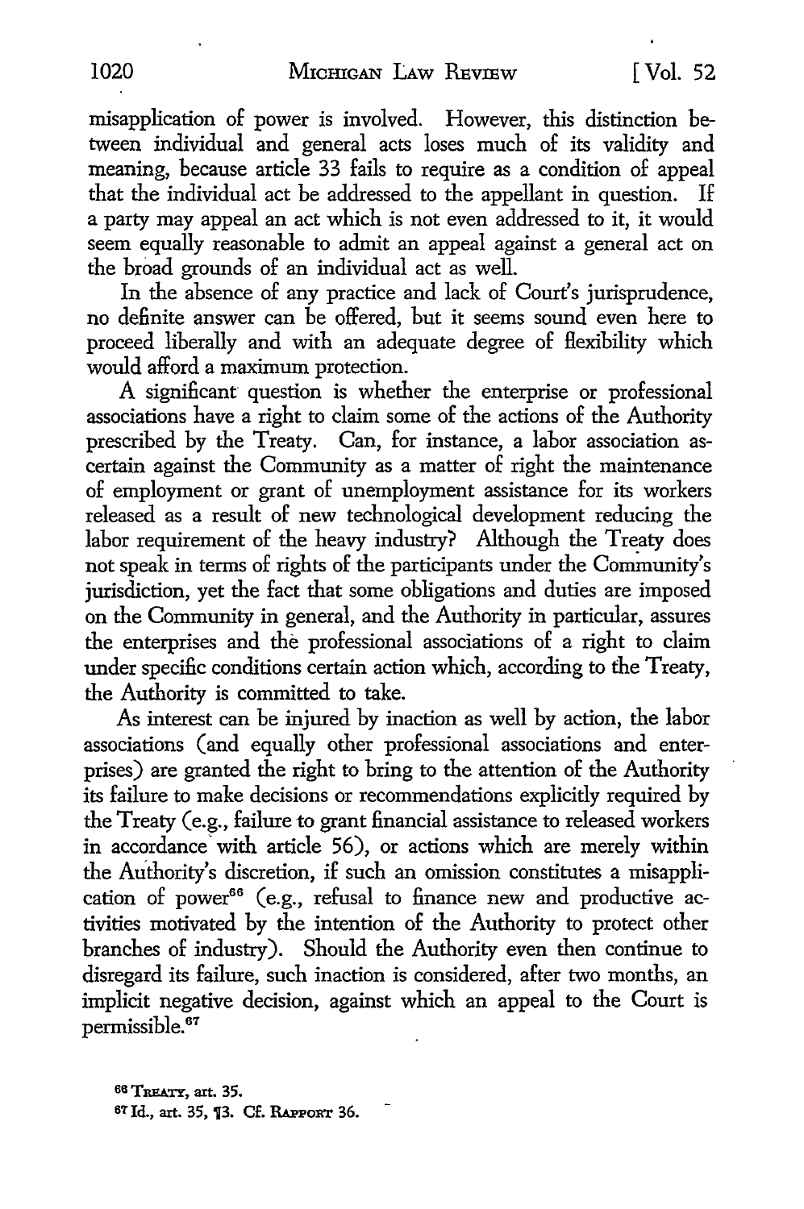misapplication of power is involved. However, this distinction between individual and general acts loses much of its validity and meaning, because article 33 fails to require as a condition of appeal that the individual act be addressed to the appellant in question. If a party may appeal an act which is not even addressed to it, it would seem equally reasonable to admit an appeal against a general act on the broad grounds of an individual act as well.

In the absence of any practice and lack of Court's jurisprudence, no definite answer can be offered, but it seems sound even here to proceed liberally and with an adequate degree of flexibility which would afford a maximum protection.

A significant question is whether the enterprise or professional associations have a right to claim some of the actions of the Authority prescribed by the Treaty. Can, for instance, a labor association ascertain against the Community as a matter of right the maintenance of employment or grant of unemployment assistance for its workers released as a result of new technological development reducing the labor requirement of the heavy industry? Although the Treaty does not speak in terms of rights of the participants under the Community's jurisdiction, yet the fact that some obligations and duties are imposed on the Community in general, and the Authority in particular, assures the enterprises and the professional associations of a right to claim under specific conditions certain action which, according to the Treaty, the Authority is committed to take.

As interest can be injured by inaction as well by action, the labor associations (and equally other professional associations and enterprises) are granted the right to bring to the attention of the Authority its failure to make decisions or recommendations explicitly required by the Treaty (e.g., failure to grant financial assistance to released workers in accordance with article 56), or actions which are merely within the Authority's discretion, if such an omission constitutes a misapplication of power[66] (e.g., refusal to finance new and productive activities motivated by the intention of the Authority to protect other branches of industry). Should the Authority even then continue to disregard its failure, such inaction is considered, after two months, an implicit negative decision, against which an appeal to the Court is permissible.[67]

[66] TREATY, art. 35.

[67] Id., art. 35, ¶3. Cf. RAPPORT 36.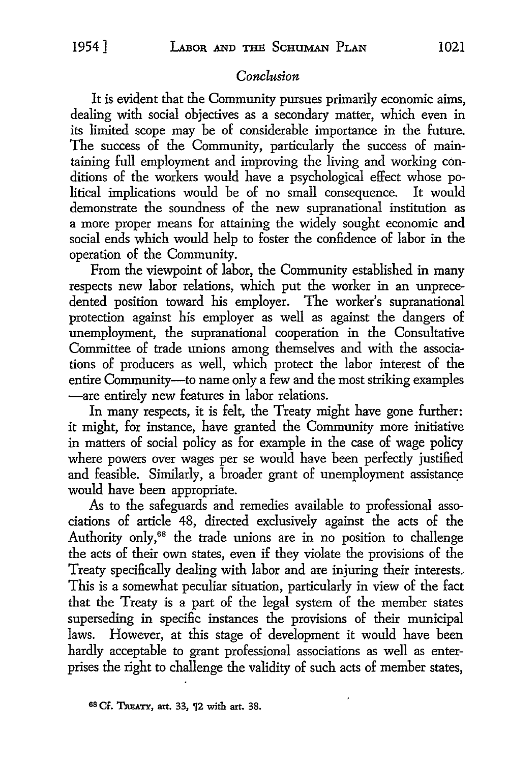## *Conclusion*

It is evident that the Community pursues primarily economic aims, dealing with social objectives as a secondary matter, which even in its limited scope may be of considerable importance in the future. The success of the Community, particularly the success of maintaining full employment and improving the living and working conditions of the workers would have a psychological effect whose political implications would be of no small consequence. It would demonstrate the soundness of the new supranational institution as a more proper means for attaining the widely sought economic and social ends which would help to foster the confidence of labor in the operation of the Community.

From the viewpoint of labor, the Community established in many respects new labor relations, which put the worker in an unprecedented position toward his employer. The worker's supranational protection against his employer as well as against the dangers of unemployment, the supranational cooperation in the Consultative Committee of trade unions among themselves and with the associations of producers as well, which protect the labor interest of the entire Community—to name only a few and the most striking examples—are entirely new features in labor relations.

In many respects, it is felt, the Treaty might have gone further: it might, for instance, have granted the Community more initiative in matters of social policy as for example in the case of wage policy where powers over wages per se would have been perfectly justified and feasible. Similarly, a broader grant of unemployment assistance would have been appropriate.

As to the safeguards and remedies available to professional associations of article 48, directed exclusively against the acts of the Authority only,[68] the trade unions are in no position to challenge the acts of their own states, even if they violate the provisions of the Treaty specifically dealing with labor and are injuring their interests. This is a somewhat peculiar situation, particularly in view of the fact that the Treaty is a part of the legal system of the member states superseding in specific instances the provisions of their municipal laws. However, at this stage of development it would have been hardly acceptable to grant professional associations as well as enterprises the right to challenge the validity of such acts of member states,

[68] Cf. TREATY, art. 33, ¶2 with art. 38.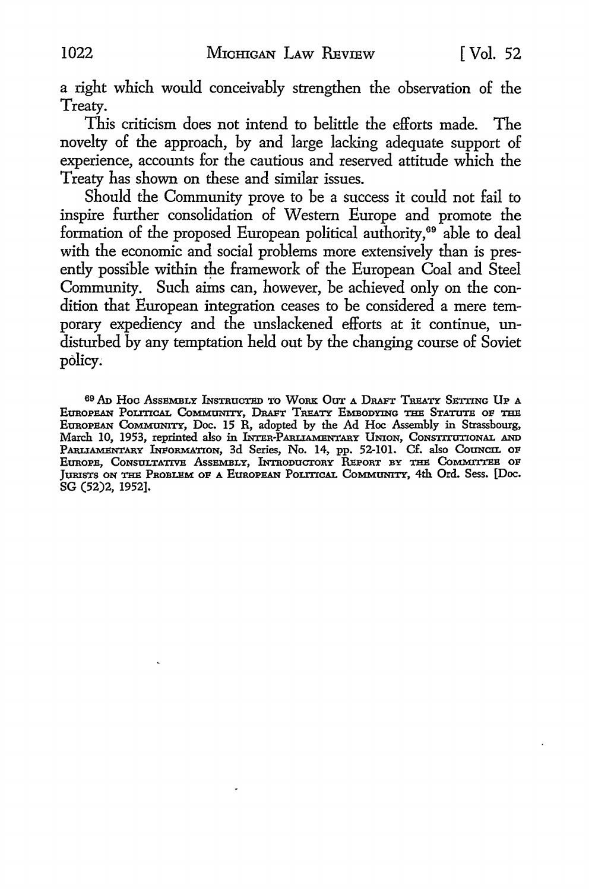a right which would conceivably strengthen the observation of the Treaty.

This criticism does not intend to belittle the efforts made. The novelty of the approach, by and large lacking adequate support of experience, accounts for the cautious and reserved attitude which the Treaty has shown on these and similar issues.

Should the Community prove to be a success it could not fail to inspire further consolidation of Western Europe and promote the formation of the proposed European political authority,[69] able to deal with the economic and social problems more extensively than is presently possible within the framework of the European Coal and Steel Community. Such aims can, however, be achieved only on the condition that European integration ceases to be considered a mere temporary expediency and the unslackened efforts at it continue, undisturbed by any temptation held out by the changing course of Soviet policy.

[69] Ad Hoc Assembly Instructed to Work Out a Draft Treaty Setting Up a European Political Community, Draft Treaty Embodying the Statute of the European Community, Doc. 15 R, adopted by the Ad Hoc Assembly in Strassbourg, March 10, 1953, reprinted also in Inter-Parliamentary Union, Constitutional and Parliamentary Information, 3d Series, No. 14, pp. 52-101. Cf. also Council of Europe, Consultative Assembly, Introductory Report by the Committee of Jurists on the Problem of a European Political Community, 4th Ord. Sess. [Doc. SG (52)2, 1952].